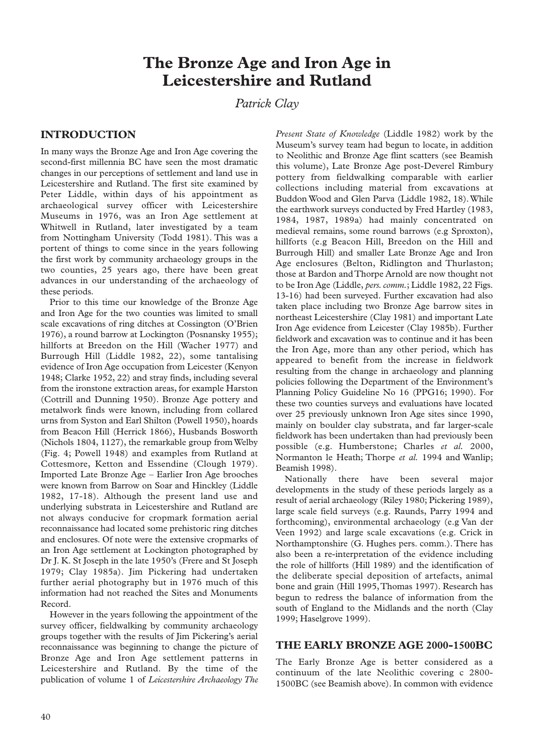# The Bronze Age and Iron Age in Leicestershire and Rutland

*Patrick Clay*

## INTRODUCTION

In many ways the Bronze Age and Iron Age covering the second-first millennia BC have seen the most dramatic changes in our perceptions of settlement and land use in Leicestershire and Rutland. The first site examined by Peter Liddle, within days of his appointment as archaeological survey officer with Leicestershire Museums in 1976, was an Iron Age settlement at Whitwell in Rutland, later investigated by a team from Nottingham University (Todd 1981). This was a portent of things to come since in the years following the first work by community archaeology groups in the two counties, 25 years ago, there have been great advances in our understanding of the archaeology of these periods.

Prior to this time our knowledge of the Bronze Age and Iron Age for the two counties was limited to small scale excavations of ring ditches at Cossington (O'Brien 1976), a round barrow at Lockington (Posnansky 1955); hillforts at Breedon on the Hill (Wacher 1977) and Burrough Hill (Liddle 1982, 22), some tantalising evidence of Iron Age occupation from Leicester (Kenyon 1948; Clarke 1952, 22) and stray finds, including several from the ironstone extraction areas, for example Harston (Cottrill and Dunning 1950). Bronze Age pottery and metalwork finds were known, including from collared urns from Syston and Earl Shilton (Powell 1950), hoards from Beacon Hill (Herrick 1866), Husbands Bosworth (Nichols 1804, 1127), the remarkable group from Welby (Fig. 4; Powell 1948) and examples from Rutland at Cottesmore, Ketton and Essendine (Clough 1979). Imported Late Bronze Age – Earlier Iron Age brooches were known from Barrow on Soar and Hinckley (Liddle 1982, 17-18). Although the present land use and underlying substrata in Leicestershire and Rutland are not always conducive for cropmark formation aerial reconnaissance had located some prehistoric ring ditches and enclosures. Of note were the extensive cropmarks of an Iron Age settlement at Lockington photographed by Dr J. K. St Joseph in the late 1950's (Frere and St Joseph 1979; Clay 1985a). Jim Pickering had undertaken further aerial photography but in 1976 much of this information had not reached the Sites and Monuments Record.

However in the years following the appointment of the survey officer, fieldwalking by community archaeology groups together with the results of Jim Pickering's aerial reconnaissance was beginning to change the picture of Bronze Age and Iron Age settlement patterns in Leicestershire and Rutland. By the time of the publication of volume 1 of *Leicestershire Archaeology The Present State of Knowledge* (Liddle 1982) work by the Museum's survey team had begun to locate, in addition to Neolithic and Bronze Age flint scatters (see Beamish this volume), Late Bronze Age post-Deverel Rimbury pottery from fieldwalking comparable with earlier collections including material from excavations at Buddon Wood and Glen Parva (Liddle 1982, 18). While the earthwork surveys conducted by Fred Hartley (1983, 1984, 1987, 1989a) had mainly concentrated on medieval remains, some round barrows (e.g Sproxton), hillforts (e.g Beacon Hill, Breedon on the Hill and Burrough Hill) and smaller Late Bronze Age and Iron Age enclosures (Belton, Ridlington and Thurlaston; those at Bardon and Thorpe Arnold are now thought not to be Iron Age (Liddle, *pers. comm.*; Liddle 1982, 22 Figs. 13-16) had been surveyed. Further excavation had also taken place including two Bronze Age barrow sites in northeast Leicestershire (Clay 1981) and important Late Iron Age evidence from Leicester (Clay 1985b). Further fieldwork and excavation was to continue and it has been the Iron Age, more than any other period, which has appeared to benefit from the increase in fieldwork resulting from the change in archaeology and planning policies following the Department of the Environment's Planning Policy Guideline No 16 (PPG16; 1990). For these two counties surveys and evaluations have located over 25 previously unknown Iron Age sites since 1990, mainly on boulder clay substrata, and far larger-scale fieldwork has been undertaken than had previously been possible (e.g. Humberstone; Charles *et al.* 2000, Normanton le Heath; Thorpe *et al.* 1994 and Wanlip; Beamish 1998).

Nationally there have been several major developments in the study of these periods largely as a result of aerial archaeology (Riley 1980; Pickering 1989), large scale field surveys (e.g. Raunds, Parry 1994 and forthcoming), environmental archaeology (e.g Van der Veen 1992) and large scale excavations (e.g. Crick in Northamptonshire (G. Hughes pers. comm.). There has also been a re-interpretation of the evidence including the role of hillforts (Hill 1989) and the identification of the deliberate special deposition of artefacts, animal bone and grain (Hill 1995, Thomas 1997). Research has begun to redress the balance of information from the south of England to the Midlands and the north (Clay 1999; Haselgrove 1999).

## THE EARLY BRONZE AGE 2000-1500BC

The Early Bronze Age is better considered as a continuum of the late Neolithic covering c 2800-1500BC (see Beamish above). In common with evidence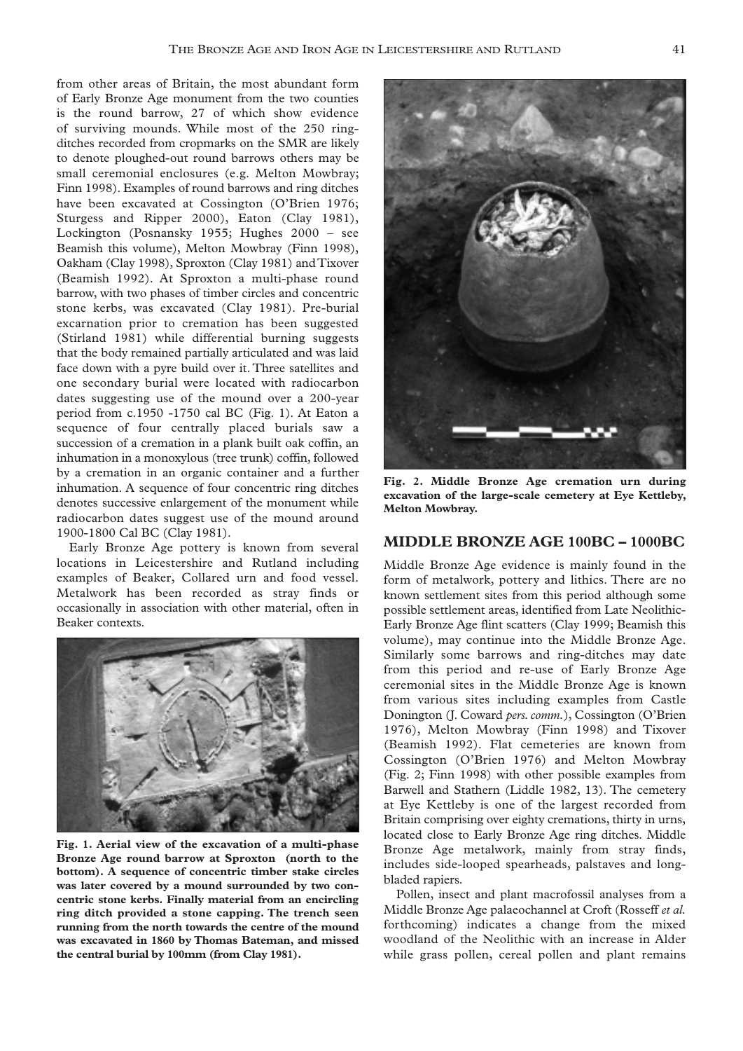from other areas of Britain, the most abundant form of Early Bronze Age monument from the two counties is the round barrow, 27 of which show evidence of surviving mounds. While most of the 250 ring-ditches recorded from cropmarks on the SMR are likely to denote ploughed-out round barrows others may be small ceremonial enclosures (e.g. Melton Mowbray; Finn 1998). Examples of round barrows and ring ditches have been excavated at Cossington (O'Brien 1976; Sturgess and Ripper 2000), Eaton (Clay 1981), Lockington (Posnansky 1955; Hughes 2000 – see Beamish this volume), Melton Mowbray (Finn 1998), Oakham (Clay 1998), Sproxton (Clay 1981) and Tixover (Beamish 1992). At Sproxton a multi-phase round barrow, with two phases of timber circles and concentric stone kerbs, was excavated (Clay 1981). Pre-burial excarnation prior to cremation has been suggested (Stirland 1981) while differential burning suggests that the body remained partially articulated and was laid face down with a pyre build over it. Three satellites and one secondary burial were located with radiocarbon dates suggesting use of the mound over a 200-year period from c.1950 -1750 cal BC (Fig. 1). At Eaton a sequence of four centrally placed burials saw a succession of a cremation in a plank built oak coffin, an inhumation in a monoxylous (tree trunk) coffin, followed by a cremation in an organic container and a further inhumation. A sequence of four concentric ring ditches denotes successive enlargement of the monument while radiocarbon dates suggest use of the mound around 1900-1800 Cal BC (Clay 1981).

Early Bronze Age pottery is known from several locations in Leicestershire and Rutland including examples of Beaker, Collared urn and food vessel. Metalwork has been recorded as stray finds or occasionally in association with other material, often in Beaker contexts.

**Fig. 1. Aerial view of the excavation of a multi-phase Bronze Age round barrow at Sproxton (north to the bottom). A sequence of concentric timber stake circles was later covered by a mound surrounded by two concentric stone kerbs. Finally material from an encircling ring ditch provided a stone capping. The trench seen running from the north towards the centre of the mound was excavated in 1860 by Thomas Bateman, and missed the central burial by 100mm (from Clay 1981).**

**Fig. 2. Middle Bronze Age cremation urn during excavation of the large-scale cemetery at Eye Kettleby, Melton Mowbray.**

## MIDDLE BRONZE AGE 100BC – 1000BC

Middle Bronze Age evidence is mainly found in the form of metalwork, pottery and lithics. There are no known settlement sites from this period although some possible settlement areas, identified from Late Neolithic-Early Bronze Age flint scatters (Clay 1999; Beamish this volume), may continue into the Middle Bronze Age. Similarly some barrows and ring-ditches may date from this period and re-use of Early Bronze Age ceremonial sites in the Middle Bronze Age is known from various sites including examples from Castle Donington (J. Coward *pers. comm.*), Cossington (O'Brien 1976), Melton Mowbray (Finn 1998) and Tixover (Beamish 1992). Flat cemeteries are known from Cossington (O'Brien 1976) and Melton Mowbray (Fig. 2; Finn 1998) with other possible examples from Barwell and Stathern (Liddle 1982, 13). The cemetery at Eye Kettleby is one of the largest recorded from Britain comprising over eighty cremations, thirty in urns, located close to Early Bronze Age ring ditches. Middle Bronze Age metalwork, mainly from stray finds, includes side-looped spearheads, palstaves and long-bladed rapiers.

Pollen, insect and plant macrofossil analyses from a Middle Bronze Age palaeochannel at Croft (Rosseff *et al.* forthcoming) indicates a change from the mixed woodland of the Neolithic with an increase in Alder while grass pollen, cereal pollen and plant remains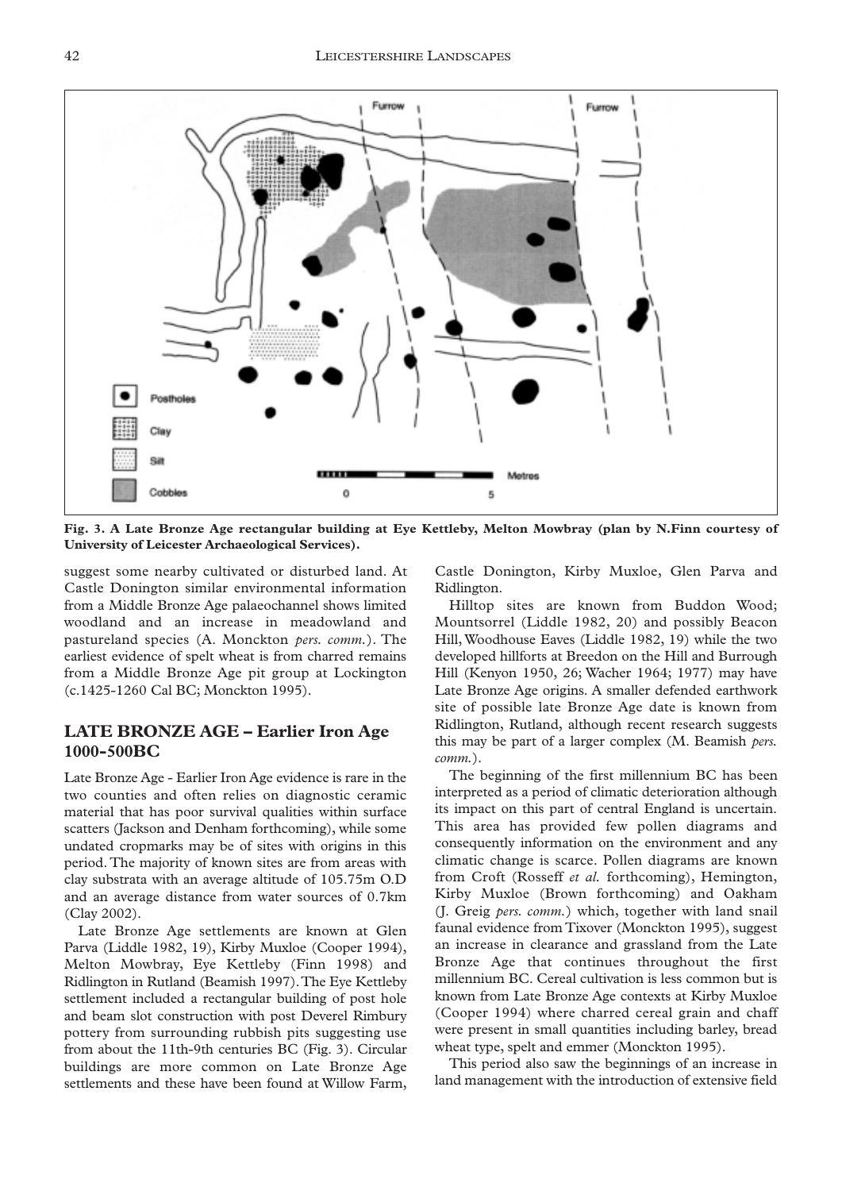Fig. 3. A Late Bronze Age rectangular building at Eye Kettleby, Melton Mowbray (plan by N.Finn courtesy of University of Leicester Archaeological Services).

suggest some nearby cultivated or disturbed land. At Castle Donington similar environmental information from a Middle Bronze Age palaeochannel shows limited woodland and an increase in meadowland and pastureland species (A. Monckton *pers. comm.*). The earliest evidence of spelt wheat is from charred remains from a Middle Bronze Age pit group at Lockington (c.1425-1260 Cal BC; Monckton 1995).

## LATE BRONZE AGE – Earlier Iron Age 1000-500BC

Late Bronze Age - Earlier Iron Age evidence is rare in the two counties and often relies on diagnostic ceramic material that has poor survival qualities within surface scatters (Jackson and Denham forthcoming), while some undated cropmarks may be of sites with origins in this period. The majority of known sites are from areas with clay substrata with an average altitude of 105.75m O.D and an average distance from water sources of 0.7km (Clay 2002).

Late Bronze Age settlements are known at Glen Parva (Liddle 1982, 19), Kirby Muxloe (Cooper 1994), Melton Mowbray, Eye Kettleby (Finn 1998) and Ridlington in Rutland (Beamish 1997). The Eye Kettleby settlement included a rectangular building of post hole and beam slot construction with post Deverel Rimbury pottery from surrounding rubbish pits suggesting use from about the 11th-9th centuries BC (Fig. 3). Circular buildings are more common on Late Bronze Age settlements and these have been found at Willow Farm, Castle Donington, Kirby Muxloe, Glen Parva and Ridlington.

Hilltop sites are known from Buddon Wood; Mountsorrel (Liddle 1982, 20) and possibly Beacon Hill, Woodhouse Eaves (Liddle 1982, 19) while the two developed hillforts at Breedon on the Hill and Burrough Hill (Kenyon 1950, 26; Wacher 1964; 1977) may have Late Bronze Age origins. A smaller defended earthwork site of possible late Bronze Age date is known from Ridlington, Rutland, although recent research suggests this may be part of a larger complex (M. Beamish *pers. comm.*).

The beginning of the first millennium BC has been interpreted as a period of climatic deterioration although its impact on this part of central England is uncertain. This area has provided few pollen diagrams and consequently information on the environment and any climatic change is scarce. Pollen diagrams are known from Croft (Rosseff *et al.* forthcoming), Hemington, Kirby Muxloe (Brown forthcoming) and Oakham (J. Greig *pers. comm.*) which, together with land snail faunal evidence from Tixover (Monckton 1995), suggest an increase in clearance and grassland from the Late Bronze Age that continues throughout the first millennium BC. Cereal cultivation is less common but is known from Late Bronze Age contexts at Kirby Muxloe (Cooper 1994) where charred cereal grain and chaff were present in small quantities including barley, bread wheat type, spelt and emmer (Monckton 1995).

This period also saw the beginnings of an increase in land management with the introduction of extensive field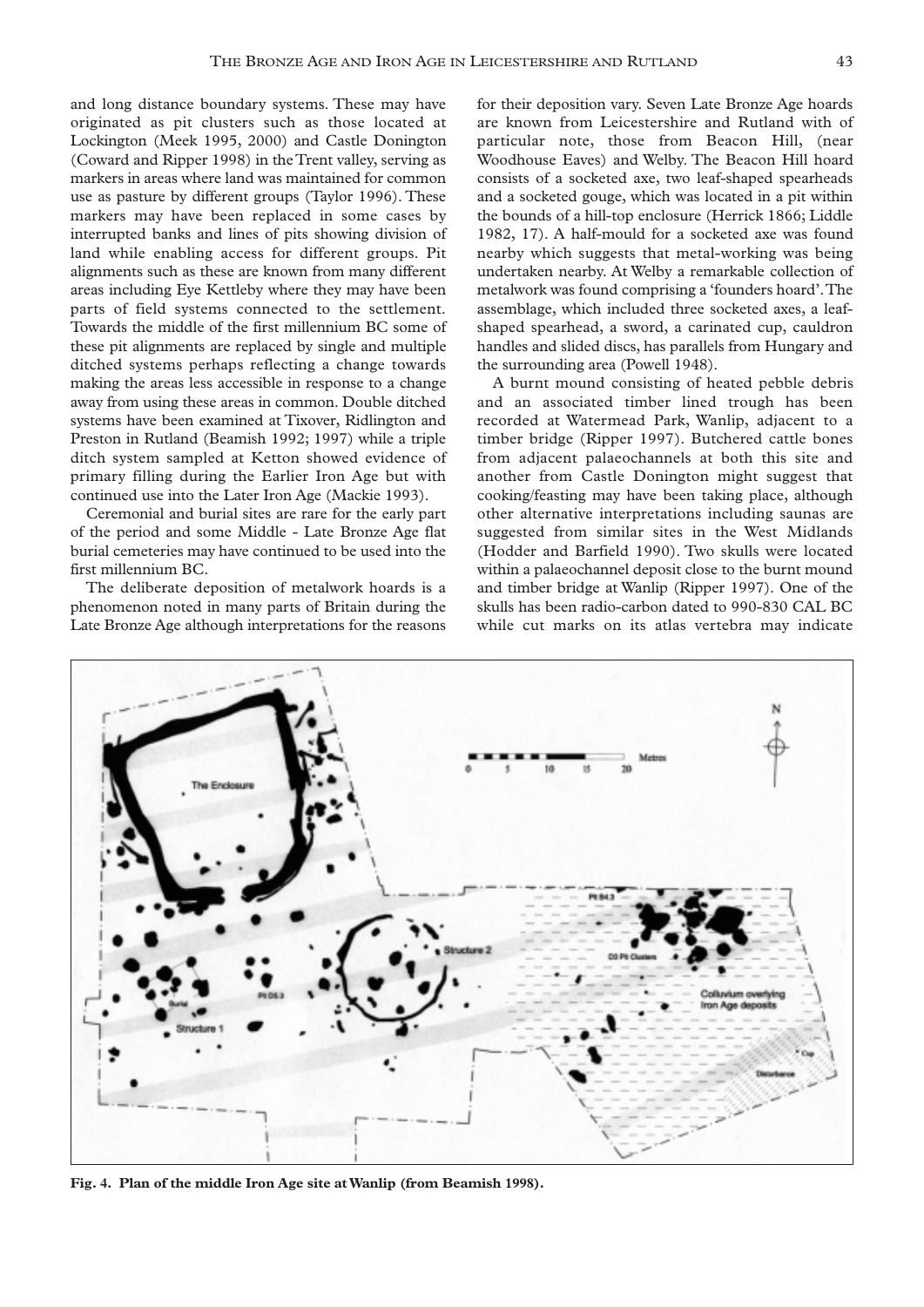and long distance boundary systems. These may have originated as pit clusters such as those located at Lockington (Meek 1995, 2000) and Castle Donington (Coward and Ripper 1998) in the Trent valley, serving as markers in areas where land was maintained for common use as pasture by different groups (Taylor 1996). These markers may have been replaced in some cases by interrupted banks and lines of pits showing division of land while enabling access for different groups. Pit alignments such as these are known from many different areas including Eye Kettleby where they may have been parts of field systems connected to the settlement. Towards the middle of the first millennium BC some of these pit alignments are replaced by single and multiple ditched systems perhaps reflecting a change towards making the areas less accessible in response to a change away from using these areas in common. Double ditched systems have been examined at Tixover, Ridlington and Preston in Rutland (Beamish 1992; 1997) while a triple ditch system sampled at Ketton showed evidence of primary filling during the Earlier Iron Age but with continued use into the Later Iron Age (Mackie 1993).

Ceremonial and burial sites are rare for the early part of the period and some Middle - Late Bronze Age flat burial cemeteries may have continued to be used into the first millennium BC.

The deliberate deposition of metalwork hoards is a phenomenon noted in many parts of Britain during the Late Bronze Age although interpretations for the reasons for their deposition vary. Seven Late Bronze Age hoards are known from Leicestershire and Rutland with of particular note, those from Beacon Hill, (near Woodhouse Eaves) and Welby. The Beacon Hill hoard consists of a socketed axe, two leaf-shaped spearheads and a socketed gouge, which was located in a pit within the bounds of a hill-top enclosure (Herrick 1866; Liddle 1982, 17). A half-mould for a socketed axe was found nearby which suggests that metal-working was being undertaken nearby. At Welby a remarkable collection of metalwork was found comprising a 'founders hoard'. The assemblage, which included three socketed axes, a leaf-shaped spearhead, a sword, a carinated cup, cauldron handles and slided discs, has parallels from Hungary and the surrounding area (Powell 1948).

A burnt mound consisting of heated pebble debris and an associated timber lined trough has been recorded at Watermead Park, Wanlip, adjacent to a timber bridge (Ripper 1997). Butchered cattle bones from adjacent palaeochannels at both this site and another from Castle Donington might suggest that cooking/feasting may have been taking place, although other alternative interpretations including saunas are suggested from similar sites in the West Midlands (Hodder and Barfield 1990). Two skulls were located within a palaeochannel deposit close to the burnt mound and timber bridge at Wanlip (Ripper 1997). One of the skulls has been radio-carbon dated to 990-830 CAL BC while cut marks on its atlas vertebra may indicate

**Fig. 4. Plan of the middle Iron Age site at Wanlip (from Beamish 1998).**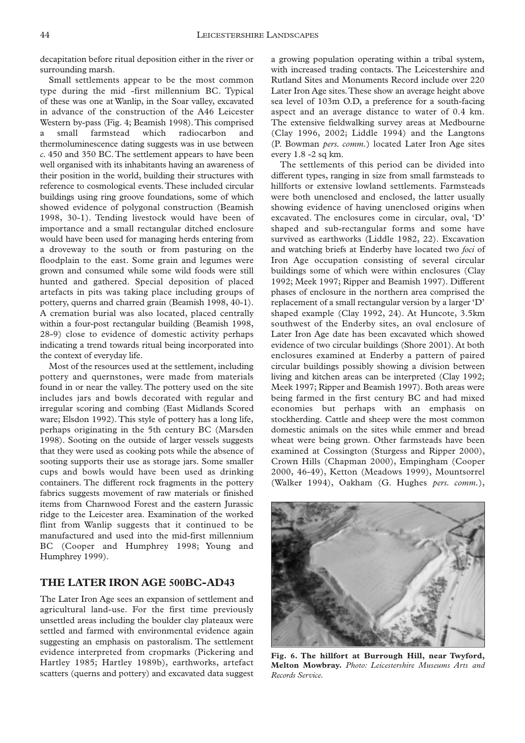decapitation before ritual deposition either in the river or surrounding marsh.

Small settlements appear to be the most common type during the mid -first millennium BC. Typical of these was one at Wanlip, in the Soar valley, excavated in advance of the construction of the A46 Leicester Western by-pass (Fig. 4; Beamish 1998). This comprised a small farmstead which radiocarbon and thermoluminescence dating suggests was in use between *c.* 450 and 350 BC. The settlement appears to have been well organised with its inhabitants having an awareness of their position in the world, building their structures with reference to cosmological events. These included circular buildings using ring groove foundations, some of which showed evidence of polygonal construction (Beamish 1998, 30-1). Tending livestock would have been of importance and a small rectangular ditched enclosure would have been used for managing herds entering from a droveway to the south or from pasturing on the floodplain to the east. Some grain and legumes were grown and consumed while some wild foods were still hunted and gathered. Special deposition of placed artefacts in pits was taking place including groups of pottery, querns and charred grain (Beamish 1998, 40-1). A cremation burial was also located, placed centrally within a four-post rectangular building (Beamish 1998, 28-9) close to evidence of domestic activity perhaps indicating a trend towards ritual being incorporated into the context of everyday life.

Most of the resources used at the settlement, including pottery and quernstones, were made from materials found in or near the valley. The pottery used on the site includes jars and bowls decorated with regular and irregular scoring and combing (East Midlands Scored ware; Elsdon 1992). This style of pottery has a long life, perhaps originating in the 5th century BC (Marsden 1998). Sooting on the outside of larger vessels suggests that they were used as cooking pots while the absence of sooting supports their use as storage jars. Some smaller cups and bowls would have been used as drinking containers. The different rock fragments in the pottery fabrics suggests movement of raw materials or finished items from Charnwood Forest and the eastern Jurassic ridge to the Leicester area. Examination of the worked flint from Wanlip suggests that it continued to be manufactured and used into the mid-first millennium BC (Cooper and Humphrey 1998; Young and Humphrey 1999).

## THE LATER IRON AGE 500BC-AD43

The Later Iron Age sees an expansion of settlement and agricultural land-use. For the first time previously unsettled areas including the boulder clay plateaux were settled and farmed with environmental evidence again suggesting an emphasis on pastoralism. The settlement evidence interpreted from cropmarks (Pickering and Hartley 1985; Hartley 1989b), earthworks, artefact scatters (querns and pottery) and excavated data suggest a growing population operating within a tribal system, with increased trading contacts. The Leicestershire and Rutland Sites and Monuments Record include over 220 Later Iron Age sites. These show an average height above sea level of 103m O.D, a preference for a south-facing aspect and an average distance to water of 0.4 km. The extensive fieldwalking survey areas at Medbourne (Clay 1996, 2002; Liddle 1994) and the Langtons (P. Bowman *pers. comm.*) located Later Iron Age sites every 1.8 -2 sq km.

The settlements of this period can be divided into different types, ranging in size from small farmsteads to hillforts or extensive lowland settlements. Farmsteads were both unenclosed and enclosed, the latter usually showing evidence of having unenclosed origins when excavated. The enclosures come in circular, oval, 'D' shaped and sub-rectangular forms and some have survived as earthworks (Liddle 1982, 22). Excavation and watching briefs at Enderby have located two *foci* of Iron Age occupation consisting of several circular buildings some of which were within enclosures (Clay 1992; Meek 1997; Ripper and Beamish 1997). Different phases of enclosure in the northern area comprised the replacement of a small rectangular version by a larger 'D' shaped example (Clay 1992, 24). At Huncote, 3.5km southwest of the Enderby sites, an oval enclosure of Later Iron Age date has been excavated which showed evidence of two circular buildings (Shore 2001). At both enclosures examined at Enderby a pattern of paired circular buildings possibly showing a division between living and kitchen areas can be interpreted (Clay 1992; Meek 1997; Ripper and Beamish 1997). Both areas were being farmed in the first century BC and had mixed economies but perhaps with an emphasis on stockherding. Cattle and sheep were the most common domestic animals on the sites while emmer and bread wheat were being grown. Other farmsteads have been examined at Cossington (Sturgess and Ripper 2000), Crown Hills (Chapman 2000), Empingham (Cooper 2000, 46-49), Ketton (Meadows 1999), Mountsorrel (Walker 1994), Oakham (G. Hughes *pers. comm.*),

**Fig. 6. The hillfort at Burrough Hill, near Twyford, Melton Mowbray.** *Photo: Leicestershire Museums Arts and Records Service.*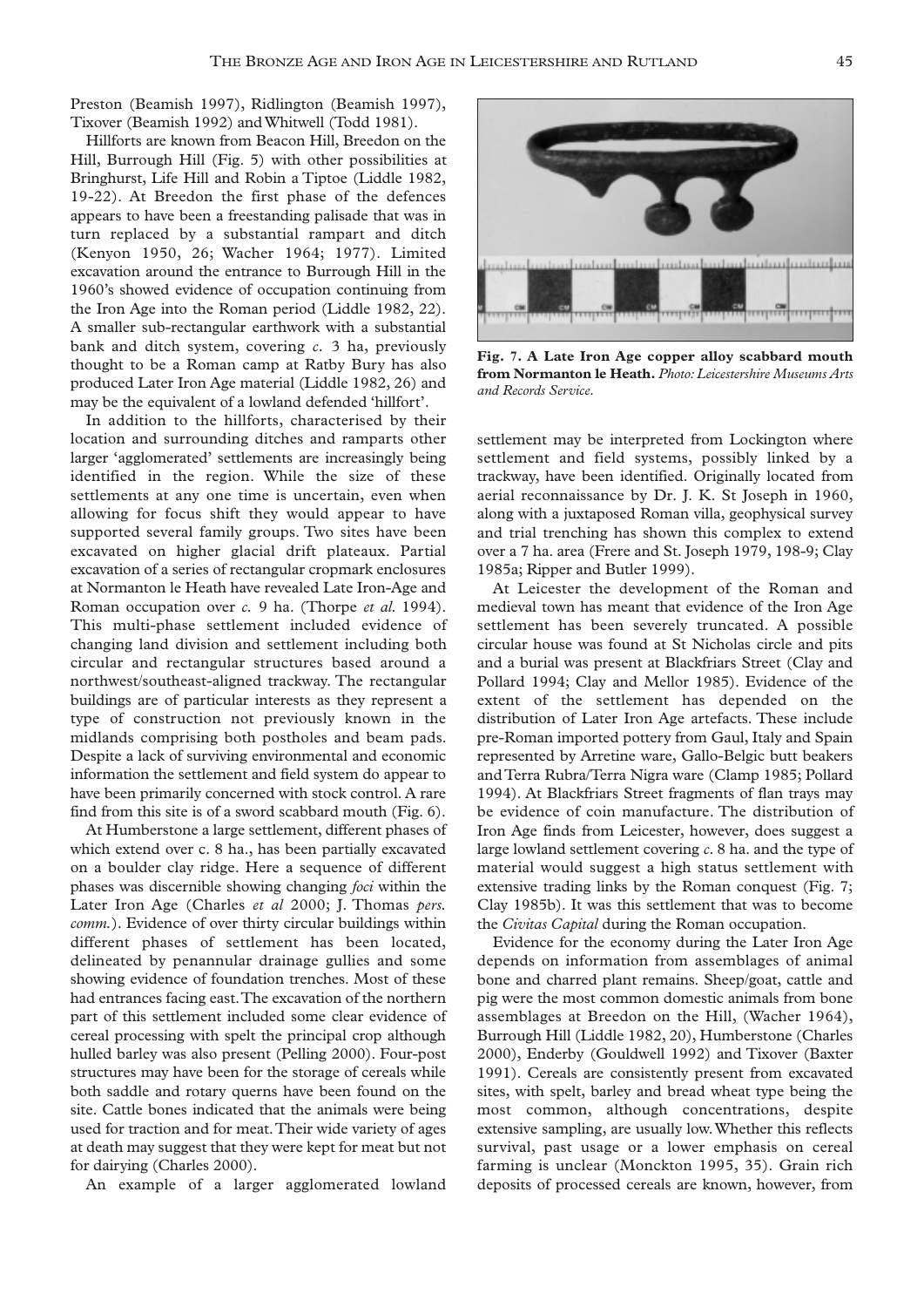Preston (Beamish 1997), Ridlington (Beamish 1997), Tixover (Beamish 1992) and Whitwell (Todd 1981).

Hillforts are known from Beacon Hill, Breedon on the Hill, Burrough Hill (Fig. 5) with other possibilities at Bringhurst, Life Hill and Robin a Tiptoe (Liddle 1982, 19-22). At Breedon the first phase of the defences appears to have been a freestanding palisade that was in turn replaced by a substantial rampart and ditch (Kenyon 1950, 26; Wacher 1964; 1977). Limited excavation around the entrance to Burrough Hill in the 1960's showed evidence of occupation continuing from the Iron Age into the Roman period (Liddle 1982, 22). A smaller sub-rectangular earthwork with a substantial bank and ditch system, covering *c.* 3 ha, previously thought to be a Roman camp at Ratby Bury has also produced Later Iron Age material (Liddle 1982, 26) and may be the equivalent of a lowland defended 'hillfort'.

In addition to the hillforts, characterised by their location and surrounding ditches and ramparts other larger 'agglomerated' settlements are increasingly being identified in the region. While the size of these settlements at any one time is uncertain, even when allowing for focus shift they would appear to have supported several family groups. Two sites have been excavated on higher glacial drift plateaux. Partial excavation of a series of rectangular cropmark enclosures at Normanton le Heath have revealed Late Iron-Age and Roman occupation over *c.* 9 ha. (Thorpe *et al.* 1994). This multi-phase settlement included evidence of changing land division and settlement including both circular and rectangular structures based around a northwest/southeast-aligned trackway. The rectangular buildings are of particular interests as they represent a type of construction not previously known in the midlands comprising both postholes and beam pads. Despite a lack of surviving environmental and economic information the settlement and field system do appear to have been primarily concerned with stock control. A rare find from this site is of a sword scabbard mouth (Fig. 6).

At Humberstone a large settlement, different phases of which extend over c. 8 ha., has been partially excavated on a boulder clay ridge. Here a sequence of different phases was discernible showing changing *foci* within the Later Iron Age (Charles *et al* 2000; J. Thomas *pers. comm.*). Evidence of over thirty circular buildings within different phases of settlement has been located, delineated by penannular drainage gullies and some showing evidence of foundation trenches. Most of these had entrances facing east. The excavation of the northern part of this settlement included some clear evidence of cereal processing with spelt the principal crop although hulled barley was also present (Pelling 2000). Four-post structures may have been for the storage of cereals while both saddle and rotary querns have been found on the site. Cattle bones indicated that the animals were being used for traction and for meat. Their wide variety of ages at death may suggest that they were kept for meat but not for dairying (Charles 2000).

An example of a larger agglomerated lowland settlement may be interpreted from Lockington where settlement and field systems, possibly linked by a trackway, have been identified. Originally located from aerial reconnaissance by Dr. J. K. St Joseph in 1960, along with a juxtaposed Roman villa, geophysical survey and trial trenching has shown this complex to extend over a 7 ha. area (Frere and St. Joseph 1979, 198-9; Clay 1985a; Ripper and Butler 1999).

**Fig. 7. A Late Iron Age copper alloy scabbard mouth from Normanton le Heath.** *Photo: Leicestershire Museums Arts and Records Service.*

At Leicester the development of the Roman and medieval town has meant that evidence of the Iron Age settlement has been severely truncated. A possible circular house was found at St Nicholas circle and pits and a burial was present at Blackfriars Street (Clay and Pollard 1994; Clay and Mellor 1985). Evidence of the extent of the settlement has depended on the distribution of Later Iron Age artefacts. These include pre-Roman imported pottery from Gaul, Italy and Spain represented by Arretine ware, Gallo-Belgic butt beakers and Terra Rubra/Terra Nigra ware (Clamp 1985; Pollard 1994). At Blackfriars Street fragments of flan trays may be evidence of coin manufacture. The distribution of Iron Age finds from Leicester, however, does suggest a large lowland settlement covering *c.* 8 ha. and the type of material would suggest a high status settlement with extensive trading links by the Roman conquest (Fig. 7; Clay 1985b). It was this settlement that was to become the *Civitas Capital* during the Roman occupation.

Evidence for the economy during the Later Iron Age depends on information from assemblages of animal bone and charred plant remains. Sheep/goat, cattle and pig were the most common domestic animals from bone assemblages at Breedon on the Hill, (Wacher 1964), Burrough Hill (Liddle 1982, 20), Humberstone (Charles 2000), Enderby (Gouldwell 1992) and Tixover (Baxter 1991). Cereals are consistently present from excavated sites, with spelt, barley and bread wheat type being the most common, although concentrations, despite extensive sampling, are usually low. Whether this reflects survival, past usage or a lower emphasis on cereal farming is unclear (Monckton 1995, 35). Grain rich deposits of processed cereals are known, however, from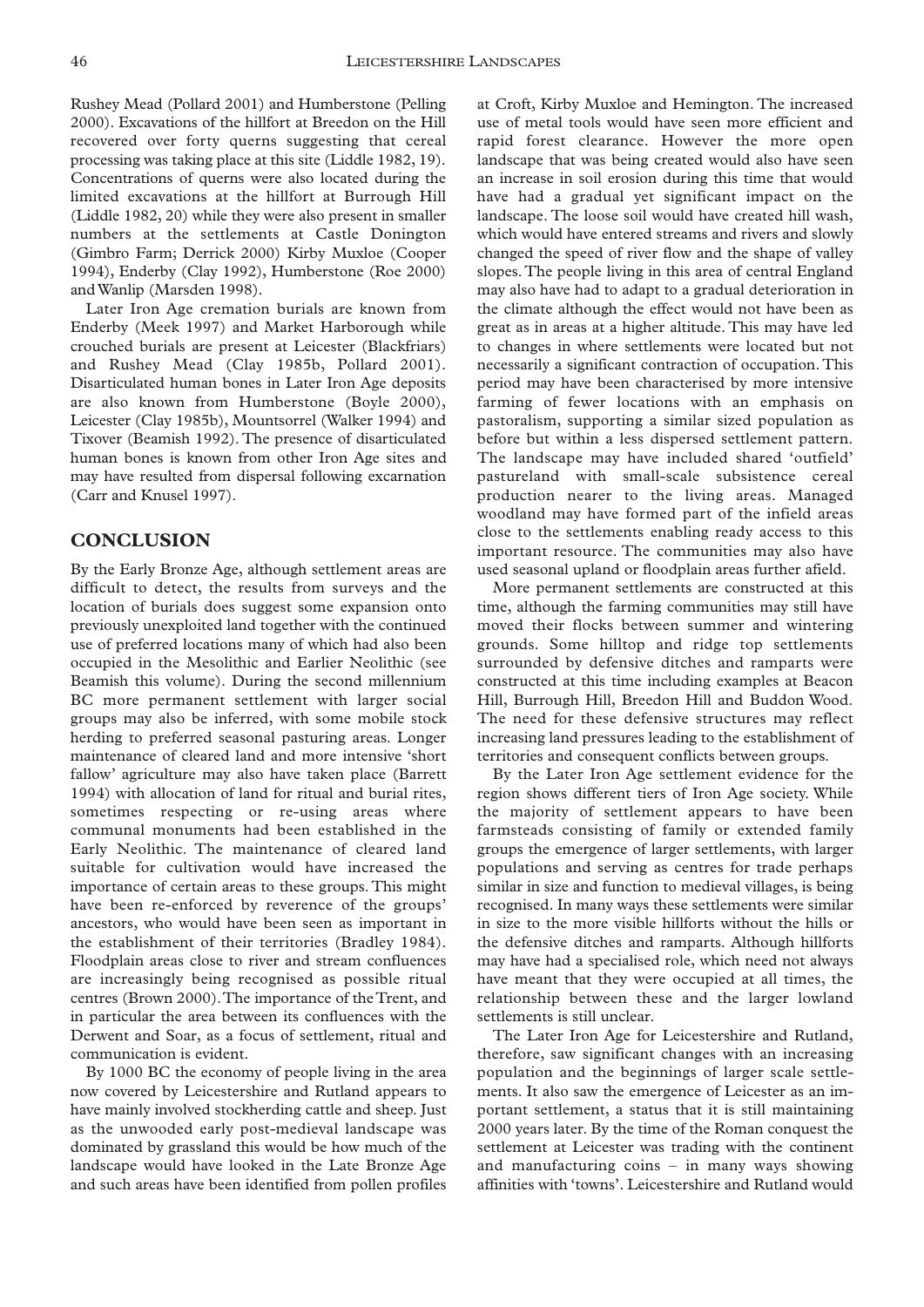Rushey Mead (Pollard 2001) and Humberstone (Pelling 2000). Excavations of the hillfort at Breedon on the Hill recovered over forty querns suggesting that cereal processing was taking place at this site (Liddle 1982, 19). Concentrations of querns were also located during the limited excavations at the hillfort at Burrough Hill (Liddle 1982, 20) while they were also present in smaller numbers at the settlements at Castle Donington (Gimbro Farm; Derrick 2000) Kirby Muxloe (Cooper 1994), Enderby (Clay 1992), Humberstone (Roe 2000) and Wanlip (Marsden 1998).

Later Iron Age cremation burials are known from Enderby (Meek 1997) and Market Harborough while crouched burials are present at Leicester (Blackfriars) and Rushey Mead (Clay 1985b, Pollard 2001). Disarticulated human bones in Later Iron Age deposits are also known from Humberstone (Boyle 2000), Leicester (Clay 1985b), Mountsorrel (Walker 1994) and Tixover (Beamish 1992). The presence of disarticulated human bones is known from other Iron Age sites and may have resulted from dispersal following excarnation (Carr and Knusel 1997).

## CONCLUSION

By the Early Bronze Age, although settlement areas are difficult to detect, the results from surveys and the location of burials does suggest some expansion onto previously unexploited land together with the continued use of preferred locations many of which had also been occupied in the Mesolithic and Earlier Neolithic (see Beamish this volume). During the second millennium BC more permanent settlement with larger social groups may also be inferred, with some mobile stock herding to preferred seasonal pasturing areas. Longer maintenance of cleared land and more intensive 'short fallow' agriculture may also have taken place (Barrett 1994) with allocation of land for ritual and burial rites, sometimes respecting or re-using areas where communal monuments had been established in the Early Neolithic. The maintenance of cleared land suitable for cultivation would have increased the importance of certain areas to these groups. This might have been re-enforced by reverence of the groups' ancestors, who would have been seen as important in the establishment of their territories (Bradley 1984). Floodplain areas close to river and stream confluences are increasingly being recognised as possible ritual centres (Brown 2000). The importance of the Trent, and in particular the area between its confluences with the Derwent and Soar, as a focus of settlement, ritual and communication is evident.

By 1000 BC the economy of people living in the area now covered by Leicestershire and Rutland appears to have mainly involved stockherding cattle and sheep. Just as the unwooded early post-medieval landscape was dominated by grassland this would be how much of the landscape would have looked in the Late Bronze Age and such areas have been identified from pollen profiles at Croft, Kirby Muxloe and Hemington. The increased use of metal tools would have seen more efficient and rapid forest clearance. However the more open landscape that was being created would also have seen an increase in soil erosion during this time that would have had a gradual yet significant impact on the landscape. The loose soil would have created hill wash, which would have entered streams and rivers and slowly changed the speed of river flow and the shape of valley slopes. The people living in this area of central England may also have had to adapt to a gradual deterioration in the climate although the effect would not have been as great as in areas at a higher altitude. This may have led to changes in where settlements were located but not necessarily a significant contraction of occupation. This period may have been characterised by more intensive farming of fewer locations with an emphasis on pastoralism, supporting a similar sized population as before but within a less dispersed settlement pattern. The landscape may have included shared 'outfield' pastureland with small-scale subsistence cereal production nearer to the living areas. Managed woodland may have formed part of the infield areas close to the settlements enabling ready access to this important resource. The communities may also have used seasonal upland or floodplain areas further afield.

More permanent settlements are constructed at this time, although the farming communities may still have moved their flocks between summer and wintering grounds. Some hilltop and ridge top settlements surrounded by defensive ditches and ramparts were constructed at this time including examples at Beacon Hill, Burrough Hill, Breedon Hill and Buddon Wood. The need for these defensive structures may reflect increasing land pressures leading to the establishment of territories and consequent conflicts between groups.

By the Later Iron Age settlement evidence for the region shows different tiers of Iron Age society. While the majority of settlement appears to have been farmsteads consisting of family or extended family groups the emergence of larger settlements, with larger populations and serving as centres for trade perhaps similar in size and function to medieval villages, is being recognised. In many ways these settlements were similar in size to the more visible hillforts without the hills or the defensive ditches and ramparts. Although hillforts may have had a specialised role, which need not always have meant that they were occupied at all times, the relationship between these and the larger lowland settlements is still unclear.

The Later Iron Age for Leicestershire and Rutland, therefore, saw significant changes with an increasing population and the beginnings of larger scale settlements. It also saw the emergence of Leicester as an important settlement, a status that it is still maintaining 2000 years later. By the time of the Roman conquest the settlement at Leicester was trading with the continent and manufacturing coins – in many ways showing affinities with 'towns'. Leicestershire and Rutland would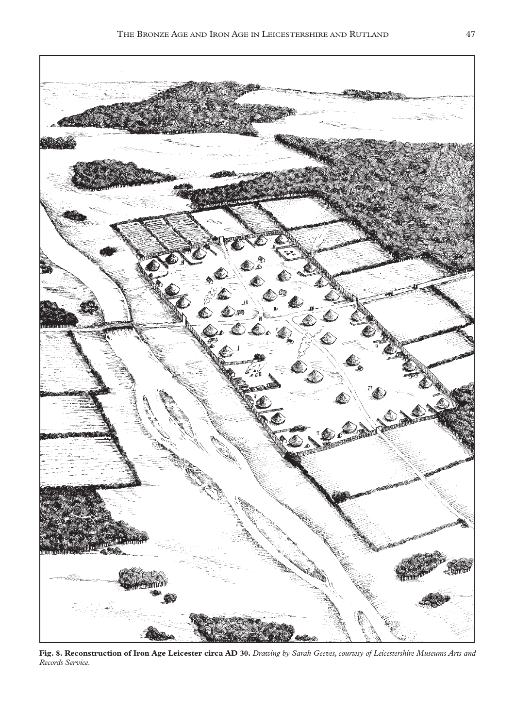**Fig. 8. Reconstruction of Iron Age Leicester circa AD 30.** *Drawing by Sarah Geeves, courtesy of Leicestershire Museums Arts and Records Service.*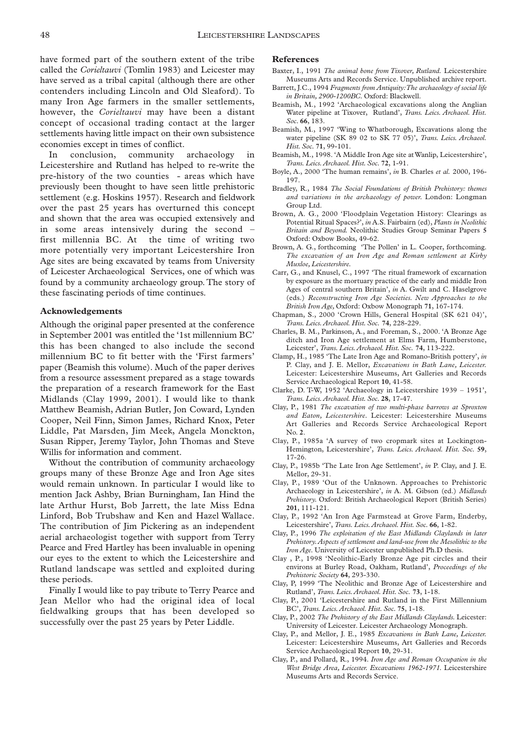have formed part of the southern extent of the tribe called the *Corieltauvi* (Tomlin 1983) and Leicester may have served as a tribal capital (although there are other contenders including Lincoln and Old Sleaford). To many Iron Age farmers in the smaller settlements, however, the *Corieltauvi* may have been a distant concept of occasional trading contact at the larger settlements having little impact on their own subsistence economies except in times of conflict.

In conclusion, community archaeology in Leicestershire and Rutland has helped to re-write the pre-history of the two counties - areas which have previously been thought to have seen little prehistoric settlement (e.g. Hoskins 1957). Research and fieldwork over the past 25 years has overturned this concept and shown that the area was occupied extensively and in some areas intensively during the second – first millennia BC. At the time of writing two more potentially very important Leicestershire Iron Age sites are being excavated by teams from University of Leicester Archaeological Services, one of which was found by a community archaeology group. The story of these fascinating periods of time continues.

## Acknowledgements

Although the original paper presented at the conference in September 2001 was entitled the '1st millennium BC' this has been changed to also include the second millennium BC to fit better with the 'First farmers' paper (Beamish this volume). Much of the paper derives from a resource assessment prepared as a stage towards the preparation of a research framework for the East Midlands (Clay 1999, 2001). I would like to thank Matthew Beamish, Adrian Butler, Jon Coward, Lynden Cooper, Neil Finn, Simon James, Richard Knox, Peter Liddle, Pat Marsden, Jim Meek, Angela Monckton, Susan Ripper, Jeremy Taylor, John Thomas and Steve Willis for information and comment.

Without the contribution of community archaeology groups many of these Bronze Age and Iron Age sites would remain unknown. In particular I would like to mention Jack Ashby, Brian Burningham, Ian Hind the late Arthur Hurst, Bob Jarrett, the late Miss Edna Linford, Bob Trubshaw and Ken and Hazel Wallace. The contribution of Jim Pickering as an independent aerial archaeologist together with support from Terry Pearce and Fred Hartley has been invaluable in opening our eyes to the extent to which the Leicestershire and Rutland landscape was settled and exploited during these periods.

Finally I would like to pay tribute to Terry Pearce and Jean Mellor who had the original idea of local fieldwalking groups that has been developed so successfully over the past 25 years by Peter Liddle.

## References

Baxter, I., 1991 *The animal bone from Tixover, Rutland.* Leicestershire Museums Arts and Records Service. Unpublished archive report.

Barrett, J.C., 1994 *Fragments from Antiquity: The archaeology of social life in Britain, 2900-1200BC.* Oxford: Blackwell.

Beamish, M., 1992 'Archaeological excavations along the Anglian Water pipeline at Tixover, Rutland', *Trans. Leics. Archaeol. Hist. Soc.* **66**, 183.

Beamish, M., 1997 'Wing to Whatborough, Excavations along the water pipeline (SK 89 02 to SK 77 05)', *Trans. Leics. Archaeol. Hist. Soc.* **71**, 99-101.

Beamish, M., 1998. 'A Middle Iron Age site at Wanlip, Leicestershire', *Trans. Leics. Archaeol. Hist. Soc.* **72**, 1-91.

Boyle, A., 2000 'The human remains', *in* B. Charles *et al.* 2000, 196-197.

Bradley, R., 1984 *The Social Foundations of British Prehistory: themes and variations in the archaeology of power.* London: Longman Group Ltd.

Brown, A. G., 2000 'Floodplain Vegetation History: Clearings as Potential Ritual Spaces?', *in* A.S. Fairbairn (ed), *Plants in Neolithic Britain and Beyond.* Neolithic Studies Group Seminar Papers **5** Oxford: Oxbow Books, 49-62.

Brown, A. G., forthcoming 'The Pollen' in L. Cooper, forthcoming. *The excavation of an Iron Age and Roman settlement at Kirby Muxloe, Leicestershire.*

Carr, G., and Knusel, C., 1997 'The ritual framework of excarnation by exposure as the mortuary practice of the early and middle Iron Ages of central southern Britain', *in* A. Gwilt and C. Haselgrove (eds.) *Reconstructing Iron Age Societies. New Approaches to the British Iron Age,* Oxford: Oxbow Monograph **71**, 167-174.

Chapman, S., 2000 'Crown Hills, General Hospital (SK 621 04)', *Trans. Leics. Archaeol. Hist. Soc.* **74**, 228-229.

Charles, B. M., Parkinson, A., and Foreman, S., 2000. 'A Bronze Age ditch and Iron Age settlement at Elms Farm, Humberstone, Leicester', *Trans. Leics. Archaeol. Hist. Soc.* **74**, 113-222.

Clamp, H., 1985 'The Late Iron Age and Romano-British pottery', *in* P. Clay, and J. E. Mellor, *Excavations in Bath Lane, Leicester.* Leicester: Leicestershire Museums, Art Galleries and Records Service Archaeological Report **10**, 41-58.

Clarke, D. T-W, 1952 'Archaeology in Leicestershire 1939 – 1951', *Trans. Leics. Archaeol. Hist. Soc.* **28**, 17-47.

Clay, P., 1981 *The excavation of two multi-phase barrows at Sproxton and Eaton, Leicestershire.* Leicester: Leicestershire Museums Art Galleries and Records Service Archaeological Report No. **2**.

Clay, P., 1985a 'A survey of two cropmark sites at Lockington-Hemington, Leicestershire', *Trans. Leics. Archaeol. Hist. Soc.* **59**, 17-26.

Clay, P., 1985b 'The Late Iron Age Settlement', *in* P. Clay, and J. E. Mellor, 29-31.

Clay, P., 1989 'Out of the Unknown. Approaches to Prehistoric Archaeology in Leicestershire', *in* A. M. Gibson (ed.) *Midlands Prehistory.* Oxford: British Archaeological Report (British Series) **201**, 111-121.

Clay, P., 1992 'An Iron Age Farmstead at Grove Farm, Enderby, Leicestershire', *Trans. Leics. Archaeol. Hist. Soc.* **66**, 1-82.

Clay, P., 1996 *The exploitation of the East Midlands Claylands in later Prehistory. Aspects of settlement and land-use from the Mesolithic to the Iron Age.* University of Leicester unpublished Ph.D thesis.

Clay , P., 1998 'Neolithic-Early Bronze Age pit circles and their environs at Burley Road, Oakham, Rutland', *Proceedings of the Prehistoric Society* **64**, 293-330.

Clay, P, 1999 'The Neolithic and Bronze Age of Leicestershire and Rutland', *Trans. Leics. Archaeol. Hist. Soc.* **73**, 1-18.

Clay, P., 2001 'Leicestershire and Rutland in the First Millennium BC', *Trans. Leics. Archaeol. Hist. Soc.* **75**, 1-18.

Clay, P., 2002 *The Prehistory of the East Midlands Claylands.* Leicester: University of Leicester. Leicester Archaeology Monograph.

Clay, P., and Mellor, J. E., 1985 *Excavations in Bath Lane, Leicester.* Leicester: Leicestershire Museums, Art Galleries and Records Service Archaeological Report **10**, 29-31.

Clay, P., and Pollard, R., 1994. *Iron Age and Roman Occupation in the West Bridge Area, Leicester. Excavations 1962-1971.* Leicestershire Museums Arts and Records Service.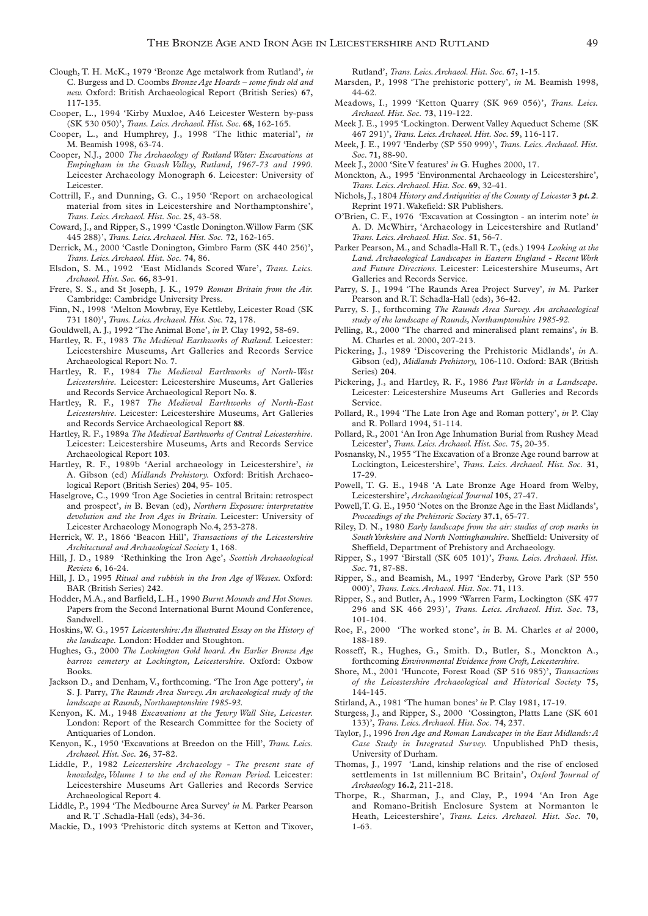Clough, T. H. McK., 1979 'Bronze Age metalwork from Rutland', *in* C. Burgess and D. Coombs *Bronze Age Hoards – some finds old and new.* Oxford: British Archaeological Report (British Series) **67**, 117-135.

Cooper, L., 1994 'Kirby Muxloe, A46 Leicester Western by-pass (SK 530 050)', *Trans. Leics. Archaeol. Hist. Soc.* **68**, 162-165.

Cooper, L., and Humphrey, J., 1998 'The lithic material', *in* M. Beamish 1998, 63-74.

Cooper, N.J., 2000 *The Archaeology of Rutland Water: Excavations at Empingham in the Gwash Valley, Rutland, 1967-73 and 1990.* Leicester Archaeology Monograph **6**. Leicester: University of Leicester.

Cottrill, F., and Dunning, G. C., 1950 'Report on archaeological material from sites in Leicestershire and Northamptonshire', *Trans. Leics. Archaeol. Hist. Soc.* **25**, 43-58.

Coward, J., and Ripper, S., 1999 'Castle Donington. Willow Farm (SK 445 288)', *Trans. Leics. Archaeol. Hist. Soc.* **72**, 162-165.

Derrick, M., 2000 'Castle Donington, Gimbro Farm (SK 440 256)', *Trans. Leics. Archaeol. Hist. Soc.* **74**, 86.

Elsdon, S. M., 1992 'East Midlands Scored Ware', *Trans. Leics. Archaeol. Hist. Soc.* **66**, 83-91.

Frere, S. S., and St Joseph, J. K., 1979 *Roman Britain from the Air.* Cambridge: Cambridge University Press.

Finn, N., 1998 'Melton Mowbray, Eye Kettleby, Leicester Road (SK 731 180)', *Trans. Leics. Archaeol. Hist. Soc.* **72**, 178.

Gouldwell, A. J., 1992 'The Animal Bone', *in* P. Clay 1992, 58-69.

Hartley, R. F., 1983 *The Medieval Earthworks of Rutland.* Leicester: Leicestershire Museums, Art Galleries and Records Service Archaeological Report No. **7**.

Hartley, R. F., 1984 *The Medieval Earthworks of North-West Leicestershire.* Leicester: Leicestershire Museums, Art Galleries and Records Service Archaeological Report No. **8**.

Hartley, R. F., 1987 *The Medieval Earthworks of North-East Leicestershire.* Leicester: Leicestershire Museums, Art Galleries and Records Service Archaeological Report **88**.

Hartley, R. F., 1989a *The Medieval Earthworks of Central Leicestershire.* Leicester: Leicestershire Museums, Arts and Records Service Archaeological Report **103**.

Hartley, R. F., 1989b 'Aerial archaeology in Leicestershire', *in* A. Gibson (ed) *Midlands Prehistory.* Oxford: British Archaeological Report (British Series) **204**, 95- 105.

Haselgrove, C., 1999 'Iron Age Societies in central Britain: retrospect and prospect', *in* B. Bevan (ed), *Northern Exposure: interpretative devolution and the Iron Ages in Britain.* Leicester: University of Leicester Archaeology Monograph No.**4**, 253-278.

Herrick, W. P., 1866 'Beacon Hill', *Transactions of the Leicestershire Architectural and Archaeological Society* **1**, 168.

Hill, J. D., 1989 'Rethinking the Iron Age', *Scottish Archaeological Review* **6**, 16-24.

Hill, J. D., 1995 *Ritual and rubbish in the Iron Age of Wessex.* Oxford: BAR (British Series) **242**.

Hodder, M.A., and Barfield, L.H., 1990 *Burnt Mounds and Hot Stones.* Papers from the Second International Burnt Mound Conference, Sandwell.

Hoskins, W. G., 1957 *Leicestershire: An illustrated Essay on the History of the landscape.* London: Hodder and Stoughton.

Hughes, G., 2000 *The Lockington Gold hoard. An Earlier Bronze Age barrow cemetery at Lockington, Leicestershire.* Oxford: Oxbow Books.

Jackson D., and Denham, V., forthcoming. 'The Iron Age pottery', *in* S. J. Parry, *The Raunds Area Survey. An archaeological study of the landscape at Raunds, Northamptonshire 1985-92.*

Kenyon, K. M., 1948 *Excavations at the Jewry Wall Site, Leicester.* London: Report of the Research Committee for the Society of Antiquaries of London.

Kenyon, K., 1950 'Excavations at Breedon on the Hill', *Trans. Leics. Archaeol. Hist. Soc.* **26**, 37-82.

Liddle, P., 1982 *Leicestershire Archaeology - The present state of knowledge, Volume 1 to the end of the Roman Period.* Leicester: Leicestershire Museums Art Galleries and Records Service Archaeological Report **4**.

Liddle, P., 1994 'The Medbourne Area Survey' *in* M. Parker Pearson and R. T .Schadla-Hall (eds), 34-36.

Mackie, D., 1993 'Prehistoric ditch systems at Ketton and Tixover, Rutland', *Trans. Leics. Archaeol. Hist. Soc.* **67**, 1-15.

Marsden, P., 1998 'The prehistoric pottery', *in* M. Beamish 1998, 44-62.

Meadows, I., 1999 'Ketton Quarry (SK 969 056)', *Trans. Leics. Archaeol. Hist. Soc.* **73**, 119-122.

Meek J. E., 1995 'Lockington. Derwent Valley Aqueduct Scheme (SK 467 291)', *Trans. Leics. Archaeol. Hist. Soc.* **59**, 116-117.

Meek, J. E., 1997 'Enderby (SP 550 999)', *Trans. Leics. Archaeol. Hist. Soc.* **71**, 88-90.

Meek J., 2000 'Site V features' *in* G. Hughes 2000, 17.

Monckton, A., 1995 'Environmental Archaeology in Leicestershire', *Trans. Leics. Archaeol. Hist. Soc.* **69**, 32-41.

Nichols, J., 1804 *History and Antiquities of the County of Leicester* **3** *pt. 2*. Reprint 1971. Wakefield: SR Publishers.

O'Brien, C. F., 1976 'Excavation at Cossington - an interim note' *in* A. D. McWhirr, 'Archaeology in Leicestershire and Rutland' *Trans. Leics. Archaeol. Hist. Soc.* **51**, 56-7.

Parker Pearson, M., and Schadla-Hall R. T., (eds.) 1994 *Looking at the Land. Archaeological Landscapes in Eastern England - Recent Work and Future Directions.* Leicester: Leicestershire Museums, Art Galleries and Records Service.

Parry, S. J., 1994 'The Raunds Area Project Survey', *in* M. Parker Pearson and R.T. Schadla-Hall (eds), 36-42.

Parry, S. J., forthcoming *The Raunds Area Survey. An archaeological study of the landscape of Raunds, Northamptonshire 1985-92.*

Pelling, R., 2000 'The charred and mineralised plant remains', *in* B. M. Charles et al. 2000, 207-213.

Pickering, J., 1989 'Discovering the Prehistoric Midlands', *in* A. Gibson (ed), *Midlands Prehistory,* 106-110. Oxford: BAR (British Series) **204**.

Pickering, J., and Hartley, R. F., 1986 *Past Worlds in a Landscape.* Leicester: Leicestershire Museums Art Galleries and Records Service.

Pollard, R., 1994 'The Late Iron Age and Roman pottery', *in* P. Clay and R. Pollard 1994, 51-114.

Pollard, R., 2001 'An Iron Age Inhumation Burial from Rushey Mead Leicester', *Trans. Leics. Archaeol. Hist. Soc.* **75**, 20-35.

Posnansky, N., 1955 'The Excavation of a Bronze Age round barrow at Lockington, Leicestershire', *Trans. Leics. Archaeol. Hist. Soc.* **31**, 17-29.

Powell, T. G. E., 1948 'A Late Bronze Age Hoard from Welby, Leicestershire', *Archaeological Journal* **105**, 27-47.

Powell, T. G. E., 1950 'Notes on the Bronze Age in the East Midlands', *Proceedings of the Prehistoric Society* **37.1**, 65-77.

Riley, D. N., 1980 *Early landscape from the air: studies of crop marks in South Yorkshire and North Nottinghamshire.* Sheffield: University of Sheffield, Department of Prehistory and Archaeology.

Ripper, S., 1997 'Birstall (SK 605 101)', *Trans. Leics. Archaeol. Hist. Soc.* **71**, 87-88.

Ripper, S., and Beamish, M., 1997 'Enderby, Grove Park (SP 550 000)', *Trans. Leics. Archaeol. Hist. Soc.* **71**, 113.

Ripper, S., and Butler, A., 1999 'Warren Farm, Lockington (SK 477 296 and SK 466 293)', *Trans. Leics. Archaeol. Hist. Soc.* **73**, 101-104.

Roe, F., 2000 'The worked stone', *in* B. M. Charles *et al* 2000, 188-189.

Rosseff, R., Hughes, G., Smith. D., Butler, S., Monckton A., forthcoming *Environmental Evidence from Croft, Leicestershire.*

Shore, M., 2001 'Huncote, Forest Road (SP 516 985)', *Transactions of the Leicestershire Archaeological and Historical Society* **75**, 144-145.

Stirland, A., 1981 'The human bones' *in* P. Clay 1981, 17-19.

Sturgess, J., and Ripper, S., 2000 'Cossington, Platts Lane (SK 601 133)', *Trans. Leics. Archaeol. Hist. Soc.* **74**, 237.

Taylor, J., 1996 *Iron Age and Roman Landscapes in the East Midlands: A Case Study in Integrated Survey.* Unpublished PhD thesis, University of Durham.

Thomas, J., 1997 'Land, kinship relations and the rise of enclosed settlements in first millennium BC Britain', *Oxford Journal of Archaeology* **16.2**, 211-218.

Thorpe, R., Sharman, J., and Clay, P., 1994 'An Iron Age and Romano-British Enclosure System at Normanton le Heath, Leicestershire', *Trans. Leics. Archaeol. Hist. Soc.* **70**, 1-63.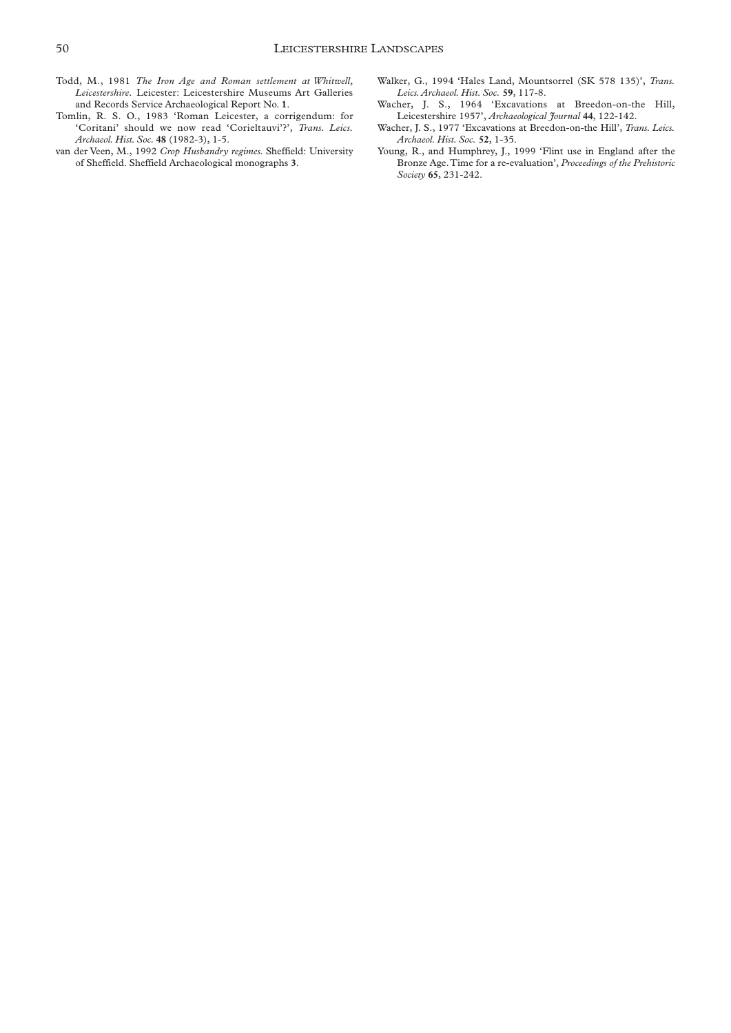Todd, M., 1981 *The Iron Age and Roman settlement at Whitwell, Leicestershire*. Leicester: Leicestershire Museums Art Galleries and Records Service Archaeological Report No. **1**.

Tomlin, R. S. O., 1983 'Roman Leicester, a corrigendum: for 'Coritani' should we now read 'Corieltauvi'?', *Trans. Leics. Archaeol. Hist. Soc.* **48** (1982-3), 1-5.

van der Veen, M., 1992 *Crop Husbandry regimes*. Sheffield: University of Sheffield. Sheffield Archaeological monographs **3**.

Walker, G., 1994 'Hales Land, Mountsorrel (SK 578 135)', *Trans. Leics. Archaeol. Hist. Soc.* **59**, 117-8.

Wacher, J. S., 1964 'Excavations at Breedon-on-the Hill, Leicestershire 1957', *Archaeological Journal* **44**, 122-142.

Wacher, J. S., 1977 'Excavations at Breedon-on-the Hill', *Trans. Leics. Archaeol. Hist. Soc.* **52**, 1-35.

Young, R., and Humphrey, J., 1999 'Flint use in England after the Bronze Age. Time for a re-evaluation', *Proceedings of the Prehistoric Society* **65**, 231-242.